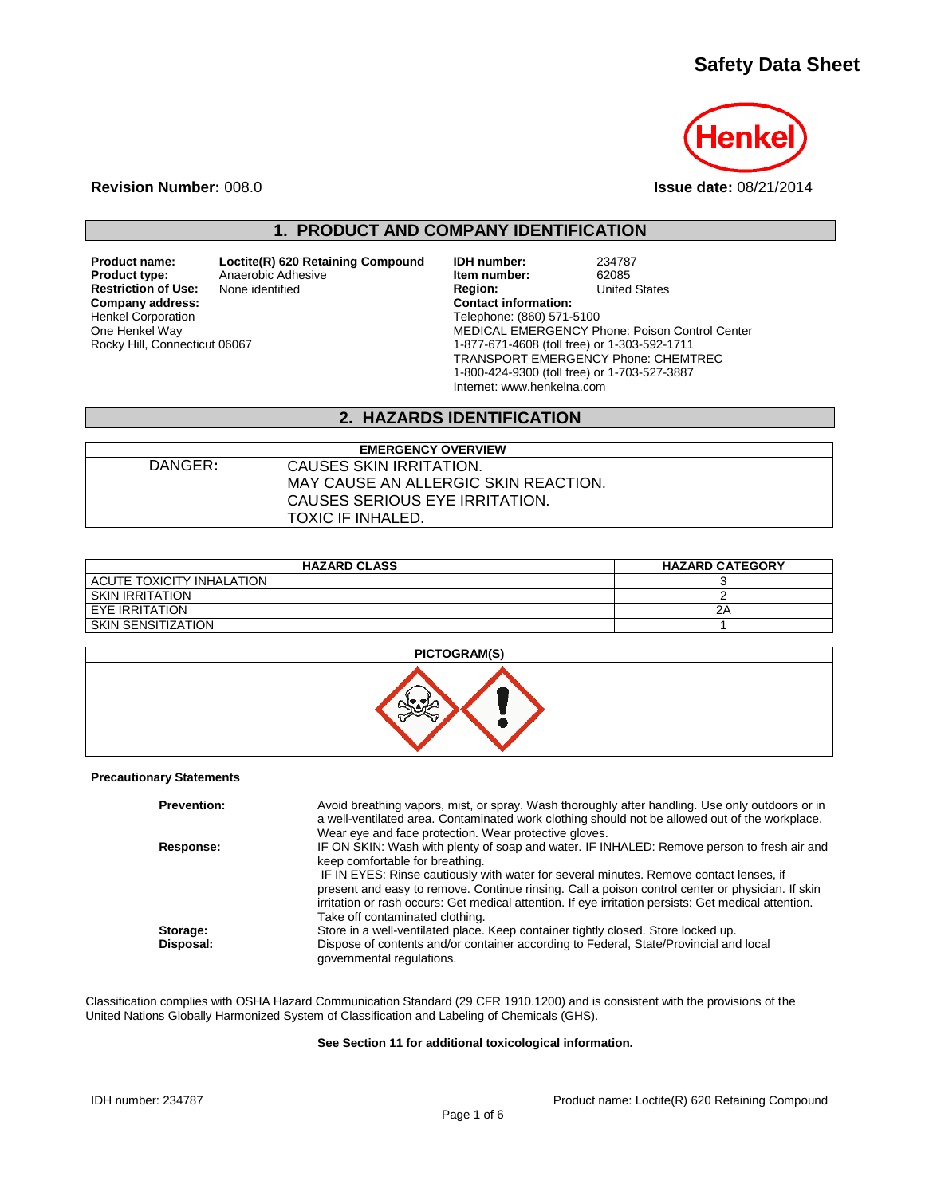# Safety Data Sheet

**Revision Number:** 008.0

**Issue date:** 08/21/2014

## 1. PRODUCT AND COMPANY IDENTIFICATION

**Product name:** Loctite(R) 620 Retaining Compound
**Product type:** Anaerobic Adhesive
**Restriction of Use:** None identified
**Company address:**
Henkel Corporation
One Henkel Way
Rocky Hill, Connecticut 06067

**IDH number:** 234787
**Item number:** 62085
**Region:** United States
**Contact information:**
Telephone: (860) 571-5100
MEDICAL EMERGENCY Phone: Poison Control Center
1-877-671-4608 (toll free) or 1-303-592-1711
TRANSPORT EMERGENCY Phone: CHEMTREC
1-800-424-9300 (toll free) or 1-703-527-3887
Internet: www.henkelna.com

## 2. HAZARDS IDENTIFICATION

| EMERGENCY OVERVIEW | |
|---|---|
| DANGER: | CAUSES SKIN IRRITATION.<br>MAY CAUSE AN ALLERGIC SKIN REACTION.<br>CAUSES SERIOUS EYE IRRITATION.<br>TOXIC IF INHALED. |

| HAZARD CLASS | HAZARD CATEGORY |
|---|---|
| ACUTE TOXICITY INHALATION | 3 |
| SKIN IRRITATION | 2 |
| EYE IRRITATION | 2A |
| SKIN SENSITIZATION | 1 |

**PICTOGRAM(S)**

**Precautionary Statements**

**Prevention:** Avoid breathing vapors, mist, or spray. Wash thoroughly after handling. Use only outdoors or in a well-ventilated area. Contaminated work clothing should not be allowed out of the workplace. Wear eye and face protection. Wear protective gloves.

**Response:** IF ON SKIN: Wash with plenty of soap and water. IF INHALED: Remove person to fresh air and keep comfortable for breathing.
IF IN EYES: Rinse cautiously with water for several minutes. Remove contact lenses, if present and easy to remove. Continue rinsing. Call a poison control center or physician. If skin irritation or rash occurs: Get medical attention. If eye irritation persists: Get medical attention. Take off contaminated clothing.

**Storage:** Store in a well-ventilated place. Keep container tightly closed. Store locked up.

**Disposal:** Dispose of contents and/or container according to Federal, State/Provincial and local governmental regulations.

Classification complies with OSHA Hazard Communication Standard (29 CFR 1910.1200) and is consistent with the provisions of the United Nations Globally Harmonized System of Classification and Labeling of Chemicals (GHS).

**See Section 11 for additional toxicological information.**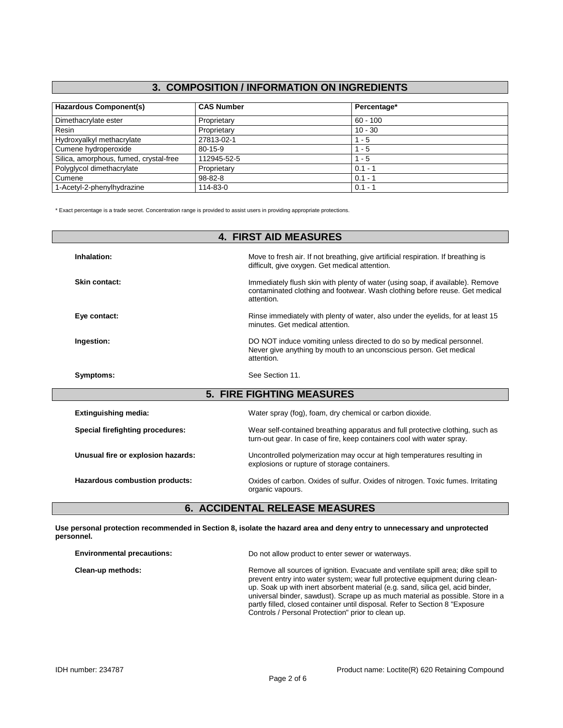## 3. COMPOSITION / INFORMATION ON INGREDIENTS

| Hazardous Component(s) | CAS Number | Percentage* |
|---|---|---|
| Dimethacrylate ester | Proprietary | 60 - 100 |
| Resin | Proprietary | 10 - 30 |
| Hydroxyalkyl methacrylate | 27813-02-1 | 1 - 5 |
| Cumene hydroperoxide | 80-15-9 | 1 - 5 |
| Silica, amorphous, fumed, crystal-free | 112945-52-5 | 1 - 5 |
| Polyglycol dimethacrylate | Proprietary | 0.1 - 1 |
| Cumene | 98-82-8 | 0.1 - 1 |
| 1-Acetyl-2-phenylhydrazine | 114-83-0 | 0.1 - 1 |

* Exact percentage is a trade secret. Concentration range is provided to assist users in providing appropriate protections.

## 4. FIRST AID MEASURES

**Inhalation:** Move to fresh air. If not breathing, give artificial respiration. If breathing is difficult, give oxygen. Get medical attention.

**Skin contact:** Immediately flush skin with plenty of water (using soap, if available). Remove contaminated clothing and footwear. Wash clothing before reuse. Get medical attention.

**Eye contact:** Rinse immediately with plenty of water, also under the eyelids, for at least 15 minutes. Get medical attention.

**Ingestion:** DO NOT induce vomiting unless directed to do so by medical personnel. Never give anything by mouth to an unconscious person. Get medical attention.

**Symptoms:** See Section 11.

## 5. FIRE FIGHTING MEASURES

**Extinguishing media:** Water spray (fog), foam, dry chemical or carbon dioxide.

**Special firefighting procedures:** Wear self-contained breathing apparatus and full protective clothing, such as turn-out gear. In case of fire, keep containers cool with water spray.

**Unusual fire or explosion hazards:** Uncontrolled polymerization may occur at high temperatures resulting in explosions or rupture of storage containers.

**Hazardous combustion products:** Oxides of carbon. Oxides of sulfur. Oxides of nitrogen. Toxic fumes. Irritating organic vapours.

## 6. ACCIDENTAL RELEASE MEASURES

**Use personal protection recommended in Section 8, isolate the hazard area and deny entry to unnecessary and unprotected personnel.**

**Environmental precautions:** Do not allow product to enter sewer or waterways.

**Clean-up methods:** Remove all sources of ignition. Evacuate and ventilate spill area; dike spill to prevent entry into water system; wear full protective equipment during clean-up. Soak up with inert absorbent material (e.g. sand, silica gel, acid binder, universal binder, sawdust). Scrape up as much material as possible. Store in a partly filled, closed container until disposal. Refer to Section 8 "Exposure Controls / Personal Protection" prior to clean up.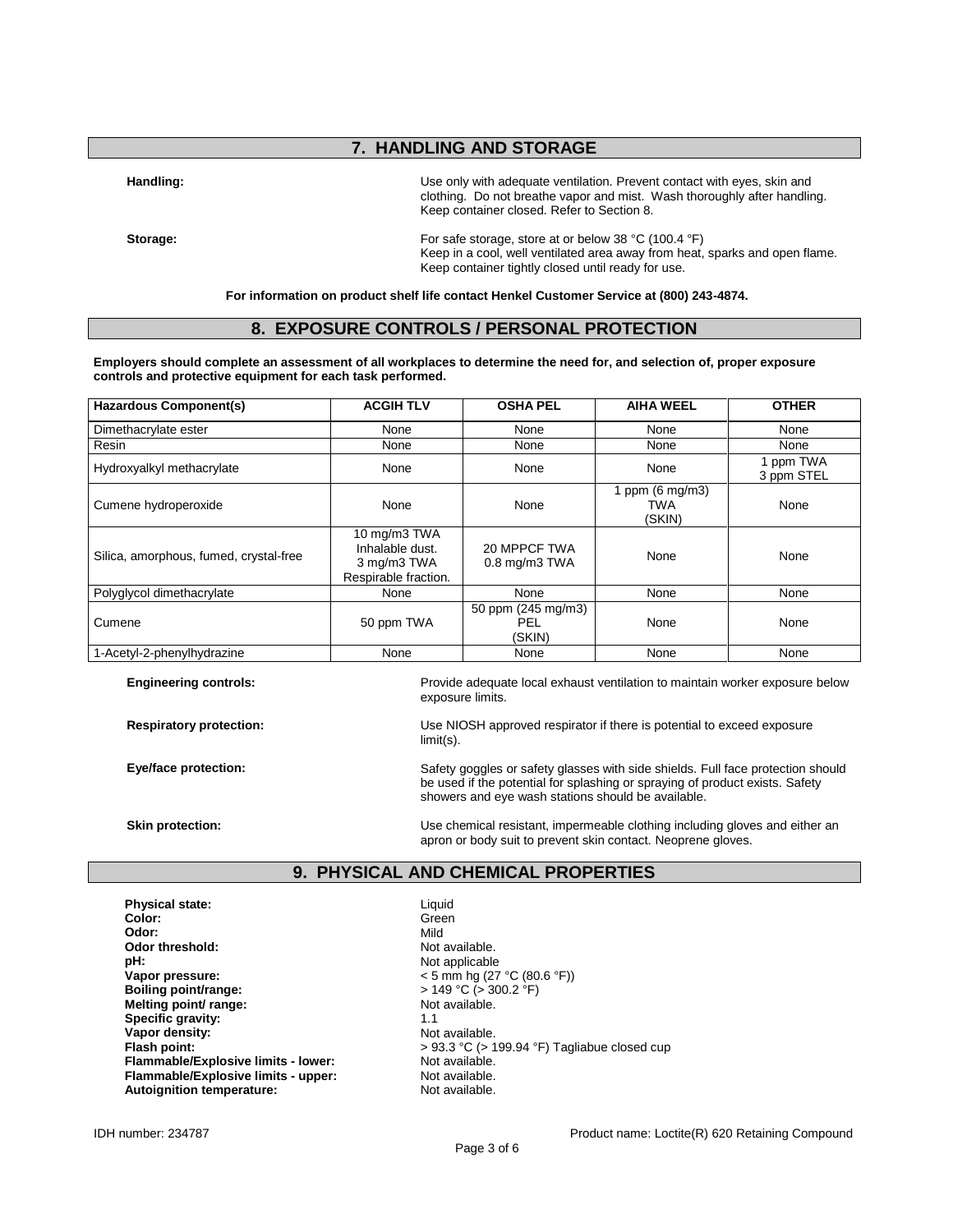## 7. HANDLING AND STORAGE

**Handling:** Use only with adequate ventilation. Prevent contact with eyes, skin and clothing. Do not breathe vapor and mist. Wash thoroughly after handling. Keep container closed. Refer to Section 8.

**Storage:** For safe storage, store at or below 38 °C (100.4 °F)
Keep in a cool, well ventilated area away from heat, sparks and open flame.
Keep container tightly closed until ready for use.

**For information on product shelf life contact Henkel Customer Service at (800) 243-4874.**

## 8. EXPOSURE CONTROLS / PERSONAL PROTECTION

**Employers should complete an assessment of all workplaces to determine the need for, and selection of, proper exposure controls and protective equipment for each task performed.**

| Hazardous Component(s) | ACGIH TLV | OSHA PEL | AIHA WEEL | OTHER |
|---|---|---|---|---|
| Dimethacrylate ester | None | None | None | None |
| Resin | None | None | None | None |
| Hydroxyalkyl methacrylate | None | None | None | 1 ppm TWA 3 ppm STEL |
| Cumene hydroperoxide | None | None | 1 ppm (6 mg/m3) TWA (SKIN) | None |
| Silica, amorphous, fumed, crystal-free | 10 mg/m3 TWA Inhalable dust. 3 mg/m3 TWA Respirable fraction. | 20 MPPCF TWA 0.8 mg/m3 TWA | None | None |
| Polyglycol dimethacrylate | None | None | None | None |
| Cumene | 50 ppm TWA | 50 ppm (245 mg/m3) PEL (SKIN) | None | None |
| 1-Acetyl-2-phenylhydrazine | None | None | None | None |

**Engineering controls:** Provide adequate local exhaust ventilation to maintain worker exposure below exposure limits.

**Respiratory protection:** Use NIOSH approved respirator if there is potential to exceed exposure limit(s).

**Eye/face protection:** Safety goggles or safety glasses with side shields. Full face protection should be used if the potential for splashing or spraying of product exists. Safety showers and eye wash stations should be available.

**Skin protection:** Use chemical resistant, impermeable clothing including gloves and either an apron or body suit to prevent skin contact. Neoprene gloves.

## 9. PHYSICAL AND CHEMICAL PROPERTIES

**Physical state:** Liquid
**Color:** Green
**Odor:** Mild
**Odor threshold:** Not available.
**pH:** Not applicable
**Vapor pressure:** < 5 mm hg (27 °C (80.6 °F))
**Boiling point/range:** > 149 °C (> 300.2 °F)
**Melting point/ range:** Not available.
**Specific gravity:** 1.1
**Vapor density:** Not available.
**Flash point:** > 93.3 °C (> 199.94 °F) Tagliabue closed cup
**Flammable/Explosive limits - lower:** Not available.
**Flammable/Explosive limits - upper:** Not available.
**Autoignition temperature:** Not available.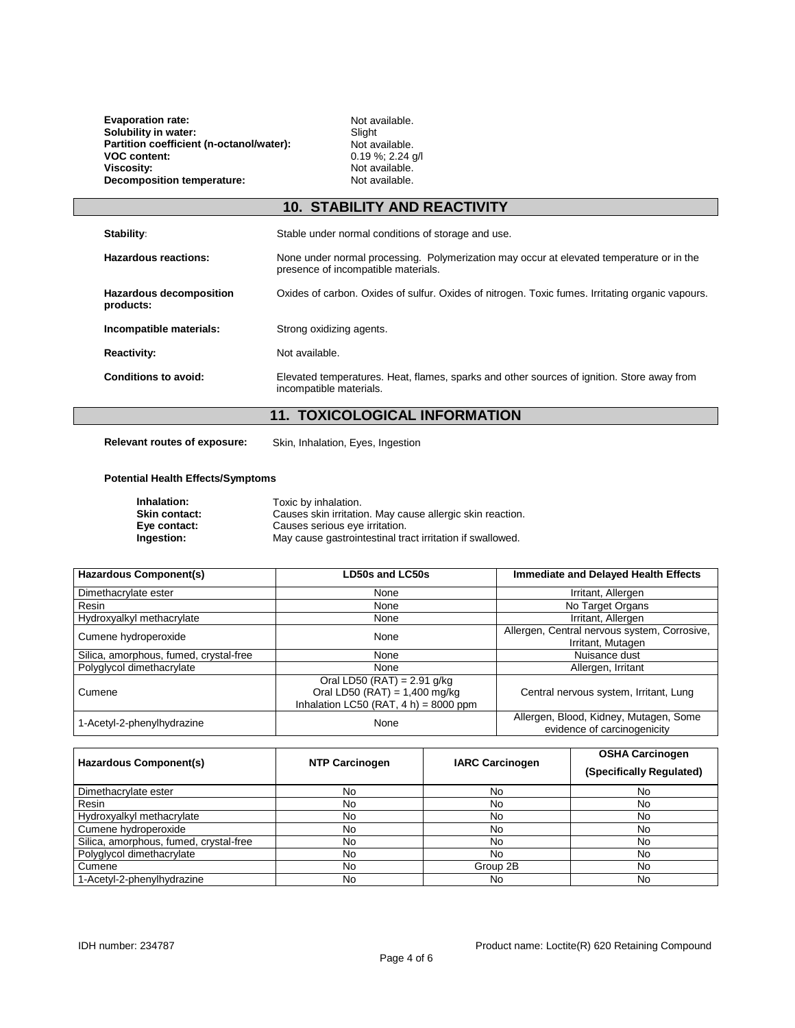**Evaporation rate:** Not available.
**Solubility in water:** Slight
**Partition coefficient (n-octanol/water):** Not available.
**VOC content:** 0.19 %; 2.24 g/l
**Viscosity:** Not available.
**Decomposition temperature:** Not available.

## 10. STABILITY AND REACTIVITY

**Stability:** Stable under normal conditions of storage and use.

**Hazardous reactions:** None under normal processing. Polymerization may occur at elevated temperature or in the presence of incompatible materials.

**Hazardous decomposition products:** Oxides of carbon. Oxides of sulfur. Oxides of nitrogen. Toxic fumes. Irritating organic vapours.

**Incompatible materials:** Strong oxidizing agents.

**Reactivity:** Not available.

**Conditions to avoid:** Elevated temperatures. Heat, flames, sparks and other sources of ignition. Store away from incompatible materials.

## 11. TOXICOLOGICAL INFORMATION

**Relevant routes of exposure:** Skin, Inhalation, Eyes, Ingestion

**Potential Health Effects/Symptoms**

**Inhalation:** Toxic by inhalation.
**Skin contact:** Causes skin irritation. May cause allergic skin reaction.
**Eye contact:** Causes serious eye irritation.
**Ingestion:** May cause gastrointestinal tract irritation if swallowed.

| Hazardous Component(s) | LD50s and LC50s | Immediate and Delayed Health Effects |
|---|---|---|
| Dimethacrylate ester | None | Irritant, Allergen |
| Resin | None | No Target Organs |
| Hydroxyalkyl methacrylate | None | Irritant, Allergen |
| Cumene hydroperoxide | None | Allergen, Central nervous system, Corrosive, Irritant, Mutagen |
| Silica, amorphous, fumed, crystal-free | None | Nuisance dust |
| Polyglycol dimethacrylate | None | Allergen, Irritant |
| Cumene | Oral LD50 (RAT) = 2.91 g/kg<br>Oral LD50 (RAT) = 1,400 mg/kg<br>Inhalation LC50 (RAT, 4 h) = 8000 ppm | Central nervous system, Irritant, Lung |
| 1-Acetyl-2-phenylhydrazine | None | Allergen, Blood, Kidney, Mutagen, Some evidence of carcinogenicity |

| Hazardous Component(s) | NTP Carcinogen | IARC Carcinogen | OSHA Carcinogen (Specifically Regulated) |
|---|---|---|---|
| Dimethacrylate ester | No | No | No |
| Resin | No | No | No |
| Hydroxyalkyl methacrylate | No | No | No |
| Cumene hydroperoxide | No | No | No |
| Silica, amorphous, fumed, crystal-free | No | No | No |
| Polyglycol dimethacrylate | No | No | No |
| Cumene | No | Group 2B | No |
| 1-Acetyl-2-phenylhydrazine | No | No | No |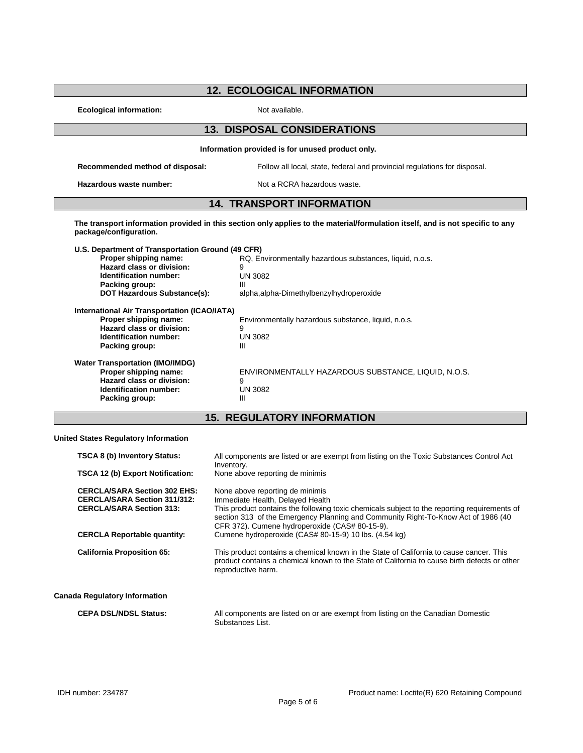## 12. ECOLOGICAL INFORMATION

**Ecological information:** Not available.

## 13. DISPOSAL CONSIDERATIONS

**Information provided is for unused product only.**

**Recommended method of disposal:** Follow all local, state, federal and provincial regulations for disposal.

**Hazardous waste number:** Not a RCRA hazardous waste.

## 14. TRANSPORT INFORMATION

**The transport information provided in this section only applies to the material/formulation itself, and is not specific to any package/configuration.**

**U.S. Department of Transportation Ground (49 CFR)**

| | |
|---|---|
| **Proper shipping name:** | RQ, Environmentally hazardous substances, liquid, n.o.s. |
| **Hazard class or division:** | 9 |
| **Identification number:** | UN 3082 |
| **Packing group:** | III |
| **DOT Hazardous Substance(s):** | alpha,alpha-Dimethylbenzylhydroperoxide |

**International Air Transportation (ICAO/IATA)**

| | |
|---|---|
| **Proper shipping name:** | Environmentally hazardous substance, liquid, n.o.s. |
| **Hazard class or division:** | 9 |
| **Identification number:** | UN 3082 |
| **Packing group:** | III |

**Water Transportation (IMO/IMDG)**

| | |
|---|---|
| **Proper shipping name:** | ENVIRONMENTALLY HAZARDOUS SUBSTANCE, LIQUID, N.O.S. |
| **Hazard class or division:** | 9 |
| **Identification number:** | UN 3082 |
| **Packing group:** | III |

## 15. REGULATORY INFORMATION

**United States Regulatory Information**

| | |
|---|---|
| **TSCA 8 (b) Inventory Status:** | All components are listed or are exempt from listing on the Toxic Substances Control Act Inventory. |
| **TSCA 12 (b) Export Notification:** | None above reporting de minimis |
| **CERCLA/SARA Section 302 EHS:** | None above reporting de minimis |
| **CERCLA/SARA Section 311/312:** | Immediate Health, Delayed Health |
| **CERCLA/SARA Section 313:** | This product contains the following toxic chemicals subject to the reporting requirements of section 313 of the Emergency Planning and Community Right-To-Know Act of 1986 (40 CFR 372). Cumene hydroperoxide (CAS# 80-15-9). |
| **CERCLA Reportable quantity:** | Cumene hydroperoxide (CAS# 80-15-9) 10 lbs. (4.54 kg) |
| **California Proposition 65:** | This product contains a chemical known in the State of California to cause cancer. This product contains a chemical known to the State of California to cause birth defects or other reproductive harm. |

**Canada Regulatory Information**

| | |
|---|---|
| **CEPA DSL/NDSL Status:** | All components are listed on or are exempt from listing on the Canadian Domestic Substances List. |

IDH number: 234787 — Product name: Loctite(R) 620 Retaining Compound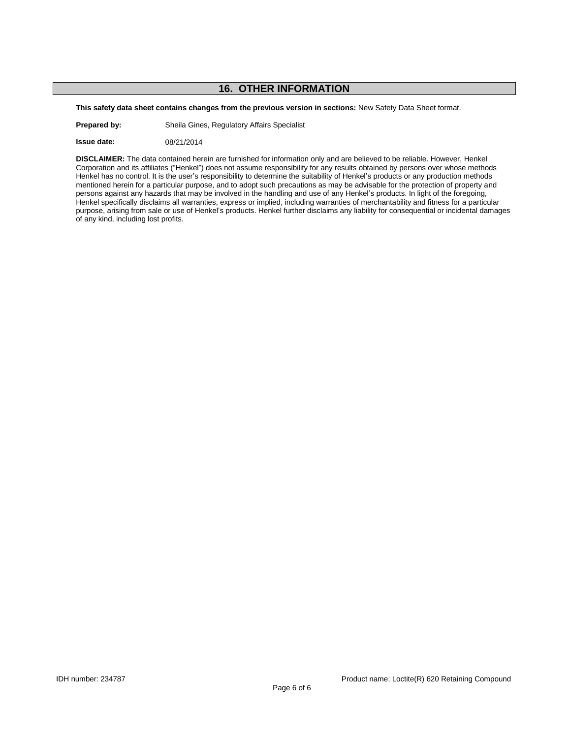## 16. OTHER INFORMATION

**This safety data sheet contains changes from the previous version in sections:** New Safety Data Sheet format.

**Prepared by:** Sheila Gines, Regulatory Affairs Specialist

**Issue date:** 08/21/2014

**DISCLAIMER:** The data contained herein are furnished for information only and are believed to be reliable. However, Henkel Corporation and its affiliates ("Henkel") does not assume responsibility for any results obtained by persons over whose methods Henkel has no control. It is the user's responsibility to determine the suitability of Henkel's products or any production methods mentioned herein for a particular purpose, and to adopt such precautions as may be advisable for the protection of property and persons against any hazards that may be involved in the handling and use of any Henkel's products. In light of the foregoing, Henkel specifically disclaims all warranties, express or implied, including warranties of merchantability and fitness for a particular purpose, arising from sale or use of Henkel's products. Henkel further disclaims any liability for consequential or incidental damages of any kind, including lost profits.